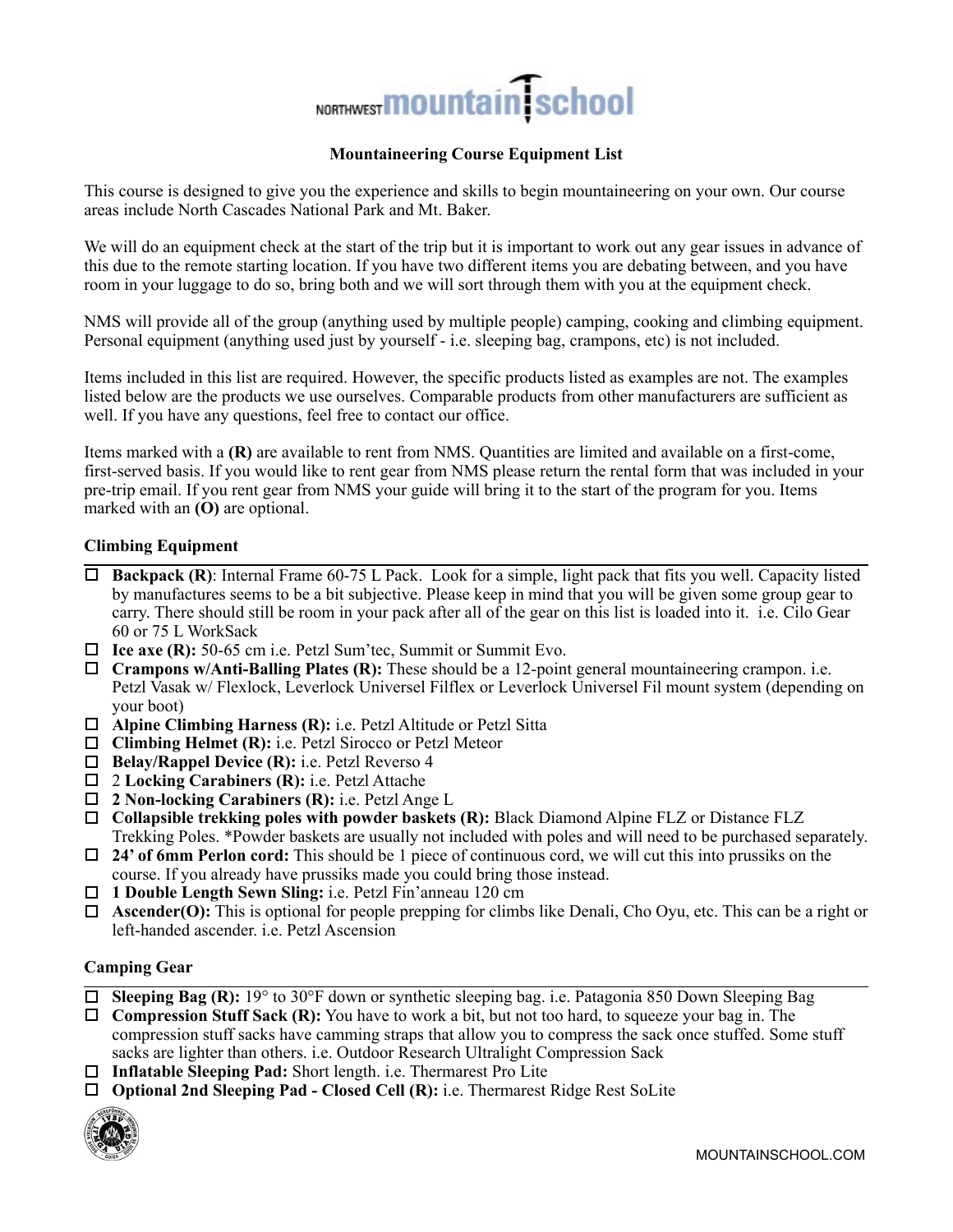# Mountaineering Course Equipment List

This course is designed to give you the experience and skills to begin mountaineering on your own. Our course areas include North Cascades National Park and Mt. Baker.

We will do an equipment check at the start of the trip but it is important to work out any gear issues in advance of this due to the remote starting location. If you have two different items you are debating between, and you have room in your luggage to do so, bring both and we will sort through them with you at the equipment check.

NMS will provide all of the group (anything used by multiple people) camping, cooking and climbing equipment. Personal equipment (anything used just by yourself - i.e. sleeping bag, crampons, etc) is not included.

Items included in this list are required. However, the specific products listed as examples are not. The examples listed below are the products we use ourselves. Comparable products from other manufacturers are sufficient as well. If you have any questions, feel free to contact our office.

Items marked with a **(R)** are available to rent from NMS. Quantities are limited and available on a first-come, first-served basis. If you would like to rent gear from NMS please return the rental form that was included in your pre-trip email. If you rent gear from NMS your guide will bring it to the start of the program for you. Items marked with an **(O)** are optional.

## Climbing Equipment

- ☐ **Backpack (R)**: Internal Frame 60-75 L Pack. Look for a simple, light pack that fits you well. Capacity listed by manufactures seems to be a bit subjective. Please keep in mind that you will be given some group gear to carry. There should still be room in your pack after all of the gear on this list is loaded into it. i.e. Cilo Gear 60 or 75 L WorkSack
- ☐ **Ice axe (R):** 50-65 cm i.e. Petzl Sum'tec, Summit or Summit Evo.
- ☐ **Crampons w/Anti-Balling Plates (R):** These should be a 12-point general mountaineering crampon. i.e. Petzl Vasak w/ Flexlock, Leverlock Universel Filflex or Leverlock Universel Fil mount system (depending on your boot)
- ☐ **Alpine Climbing Harness (R):** i.e. Petzl Altitude or Petzl Sitta
- ☐ **Climbing Helmet (R):** i.e. Petzl Sirocco or Petzl Meteor
- ☐ **Belay/Rappel Device (R):** i.e. Petzl Reverso 4
- ☐ 2 **Locking Carabiners (R):** i.e. Petzl Attache
- ☐ **2 Non-locking Carabiners (R):** i.e. Petzl Ange L
- ☐ **Collapsible trekking poles with powder baskets (R):** Black Diamond Alpine FLZ or Distance FLZ Trekking Poles. *Powder baskets are usually not included with poles and will need to be purchased separately.
- ☐ **24' of 6mm Perlon cord:** This should be 1 piece of continuous cord, we will cut this into prussiks on the course. If you already have prussiks made you could bring those instead.
- ☐ **1 Double Length Sewn Sling:** i.e. Petzl Fin'anneau 120 cm
- ☐ **Ascender(O):** This is optional for people prepping for climbs like Denali, Cho Oyu, etc. This can be a right or left-handed ascender. i.e. Petzl Ascension

## Camping Gear

- ☐ **Sleeping Bag (R):** 19° to 30°F down or synthetic sleeping bag. i.e. Patagonia 850 Down Sleeping Bag
- ☐ **Compression Stuff Sack (R):** You have to work a bit, but not too hard, to squeeze your bag in. The compression stuff sacks have camming straps that allow you to compress the sack once stuffed. Some stuff sacks are lighter than others. i.e. Outdoor Research Ultralight Compression Sack
- ☐ **Inflatable Sleeping Pad:** Short length. i.e. Thermarest Pro Lite
- ☐ **Optional 2nd Sleeping Pad - Closed Cell (R):** i.e. Thermarest Ridge Rest SoLite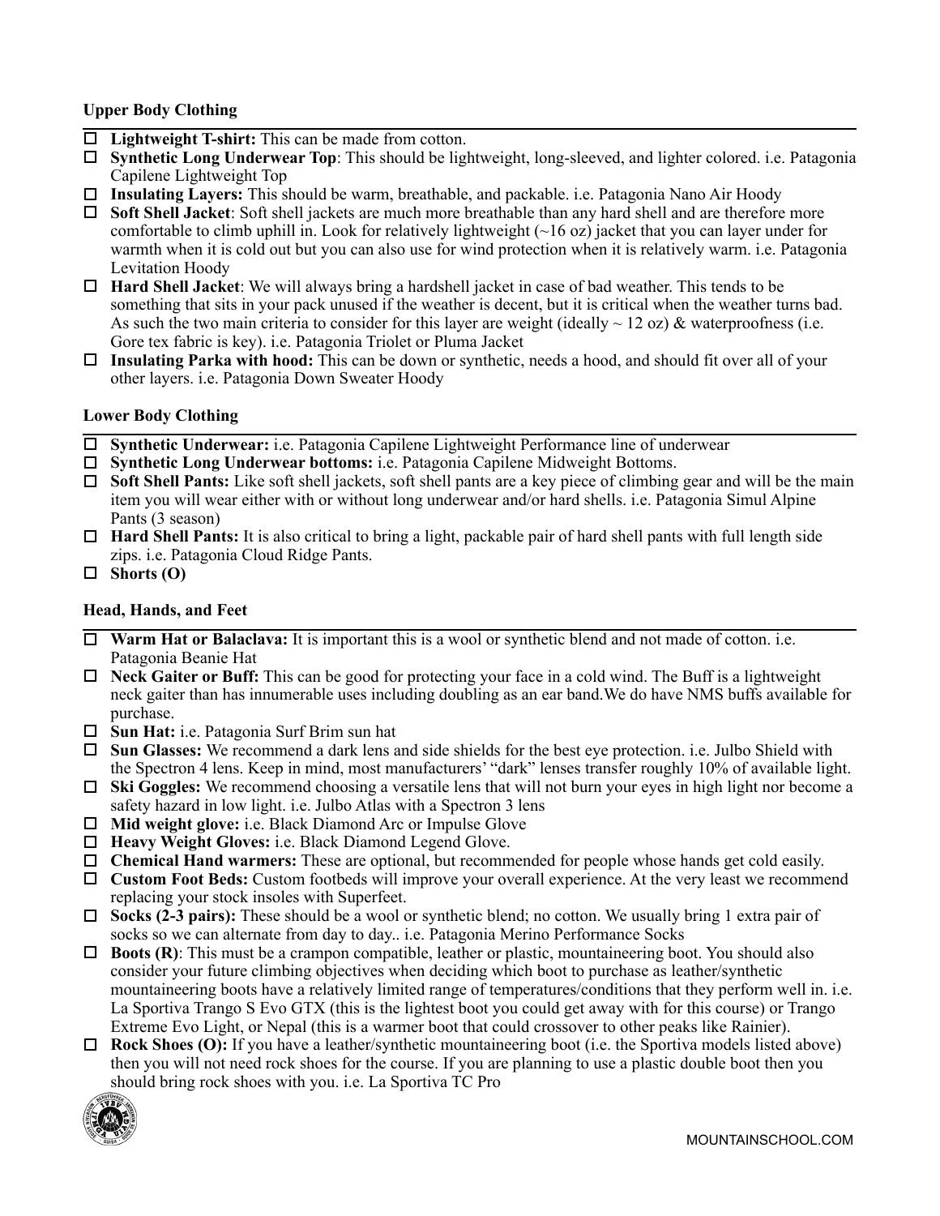### Upper Body Clothing

- ☐ **Lightweight T-shirt:** This can be made from cotton.
- ☐ **Synthetic Long Underwear Top**: This should be lightweight, long-sleeved, and lighter colored. i.e. Patagonia Capilene Lightweight Top
- ☐ **Insulating Layers:** This should be warm, breathable, and packable. i.e. Patagonia Nano Air Hoody
- ☐ **Soft Shell Jacket**: Soft shell jackets are much more breathable than any hard shell and are therefore more comfortable to climb uphill in. Look for relatively lightweight (~16 oz) jacket that you can layer under for warmth when it is cold out but you can also use for wind protection when it is relatively warm. i.e. Patagonia Levitation Hoody
- ☐ **Hard Shell Jacket**: We will always bring a hardshell jacket in case of bad weather. This tends to be something that sits in your pack unused if the weather is decent, but it is critical when the weather turns bad. As such the two main criteria to consider for this layer are weight (ideally ~ 12 oz) & waterproofness (i.e. Gore tex fabric is key). i.e. Patagonia Triolet or Pluma Jacket
- ☐ **Insulating Parka with hood:** This can be down or synthetic, needs a hood, and should fit over all of your other layers. i.e. Patagonia Down Sweater Hoody

### Lower Body Clothing

- ☐ **Synthetic Underwear:** i.e. Patagonia Capilene Lightweight Performance line of underwear
- ☐ **Synthetic Long Underwear bottoms:** i.e. Patagonia Capilene Midweight Bottoms.
- ☐ **Soft Shell Pants:** Like soft shell jackets, soft shell pants are a key piece of climbing gear and will be the main item you will wear either with or without long underwear and/or hard shells. i.e. Patagonia Simul Alpine Pants (3 season)
- ☐ **Hard Shell Pants:** It is also critical to bring a light, packable pair of hard shell pants with full length side zips. i.e. Patagonia Cloud Ridge Pants.
- ☐ **Shorts (O)**

### Head, Hands, and Feet

- ☐ **Warm Hat or Balaclava:** It is important this is a wool or synthetic blend and not made of cotton. i.e. Patagonia Beanie Hat
- ☐ **Neck Gaiter or Buff:** This can be good for protecting your face in a cold wind. The Buff is a lightweight neck gaiter than has innumerable uses including doubling as an ear band.We do have NMS buffs available for purchase.
- ☐ **Sun Hat:** i.e. Patagonia Surf Brim sun hat
- ☐ **Sun Glasses:** We recommend a dark lens and side shields for the best eye protection. i.e. Julbo Shield with the Spectron 4 lens. Keep in mind, most manufacturers' "dark" lenses transfer roughly 10% of available light.
- ☐ **Ski Goggles:** We recommend choosing a versatile lens that will not burn your eyes in high light nor become a safety hazard in low light. i.e. Julbo Atlas with a Spectron 3 lens
- ☐ **Mid weight glove:** i.e. Black Diamond Arc or Impulse Glove
- ☐ **Heavy Weight Gloves:** i.e. Black Diamond Legend Glove.
- ☐ **Chemical Hand warmers:** These are optional, but recommended for people whose hands get cold easily.
- ☐ **Custom Foot Beds:** Custom footbeds will improve your overall experience. At the very least we recommend replacing your stock insoles with Superfeet.
- ☐ **Socks (2-3 pairs):** These should be a wool or synthetic blend; no cotton. We usually bring 1 extra pair of socks so we can alternate from day to day.. i.e. Patagonia Merino Performance Socks
- ☐ **Boots (R)**: This must be a crampon compatible, leather or plastic, mountaineering boot. You should also consider your future climbing objectives when deciding which boot to purchase as leather/synthetic mountaineering boots have a relatively limited range of temperatures/conditions that they perform well in. i.e. La Sportiva Trango S Evo GTX (this is the lightest boot you could get away with for this course) or Trango Extreme Evo Light, or Nepal (this is a warmer boot that could crossover to other peaks like Rainier).
- ☐ **Rock Shoes (O):** If you have a leather/synthetic mountaineering boot (i.e. the Sportiva models listed above) then you will not need rock shoes for the course. If you are planning to use a plastic double boot then you should bring rock shoes with you. i.e. La Sportiva TC Pro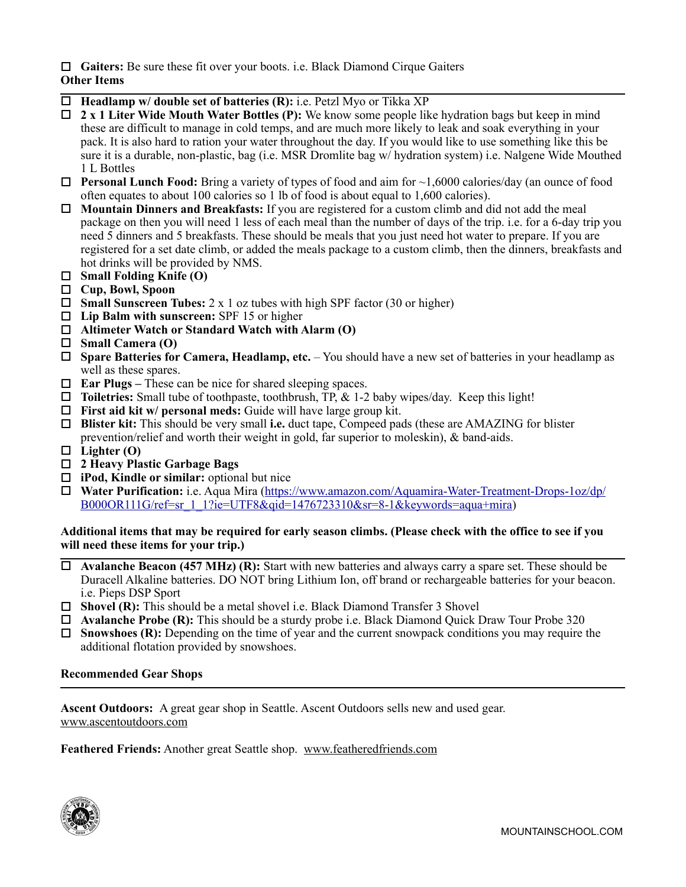- ☐ **Gaiters:** Be sure these fit over your boots. i.e. Black Diamond Cirque Gaiters

**Other Items**

- ☐ **Headlamp w/ double set of batteries (R):** i.e. Petzl Myo or Tikka XP
- ☐ **2 x 1 Liter Wide Mouth Water Bottles (P):** We know some people like hydration bags but keep in mind these are difficult to manage in cold temps, and are much more likely to leak and soak everything in your pack. It is also hard to ration your water throughout the day. If you would like to use something like this be sure it is a durable, non-plastic, bag (i.e. MSR Dromlite bag w/ hydration system) i.e. Nalgene Wide Mouthed 1 L Bottles
- ☐ **Personal Lunch Food:** Bring a variety of types of food and aim for ~1,6000 calories/day (an ounce of food often equates to about 100 calories so 1 lb of food is about equal to 1,600 calories).
- ☐ **Mountain Dinners and Breakfasts:** If you are registered for a custom climb and did not add the meal package on then you will need 1 less of each meal than the number of days of the trip. i.e. for a 6-day trip you need 5 dinners and 5 breakfasts. These should be meals that you just need hot water to prepare. If you are registered for a set date climb, or added the meals package to a custom climb, then the dinners, breakfasts and hot drinks will be provided by NMS.
- ☐ **Small Folding Knife (O)**
- ☐ **Cup, Bowl, Spoon**
- ☐ **Small Sunscreen Tubes:** 2 x 1 oz tubes with high SPF factor (30 or higher)
- ☐ **Lip Balm with sunscreen:** SPF 15 or higher
- ☐ **Altimeter Watch or Standard Watch with Alarm (O)**
- ☐ **Small Camera (O)**
- ☐ **Spare Batteries for Camera, Headlamp, etc.** – You should have a new set of batteries in your headlamp as well as these spares.
- ☐ **Ear Plugs –** These can be nice for shared sleeping spaces.
- ☐ **Toiletries:** Small tube of toothpaste, toothbrush, TP, & 1-2 baby wipes/day. Keep this light!
- ☐ **First aid kit w/ personal meds:** Guide will have large group kit.
- ☐ **Blister kit:** This should be very small **i.e.** duct tape, Compeed pads (these are AMAZING for blister prevention/relief and worth their weight in gold, far superior to moleskin), & band-aids.
- ☐ **Lighter (O)**
- ☐ **2 Heavy Plastic Garbage Bags**
- ☐ **iPod, Kindle or similar:** optional but nice
- ☐ **Water Purification:** i.e. Aqua Mira (https://www.amazon.com/Aquamira-Water-Treatment-Drops-1oz/dp/B000OR111G/ref=sr_1_1?ie=UTF8&qid=1476723310&sr=8-1&keywords=aqua+mira)

**Additional items that may be required for early season climbs. (Please check with the office to see if you will need these items for your trip.)**

- ☐ **Avalanche Beacon (457 MHz) (R):** Start with new batteries and always carry a spare set. These should be Duracell Alkaline batteries. DO NOT bring Lithium Ion, off brand or rechargeable batteries for your beacon. i.e. Pieps DSP Sport
- ☐ **Shovel (R):** This should be a metal shovel i.e. Black Diamond Transfer 3 Shovel
- ☐ **Avalanche Probe (R):** This should be a sturdy probe i.e. Black Diamond Quick Draw Tour Probe 320
- ☐ **Snowshoes (R):** Depending on the time of year and the current snowpack conditions you may require the additional flotation provided by snowshoes.

**Recommended Gear Shops**

**Ascent Outdoors:** A great gear shop in Seattle. Ascent Outdoors sells new and used gear. www.ascentoutdoors.com

**Feathered Friends:** Another great Seattle shop. www.featheredfriends.com